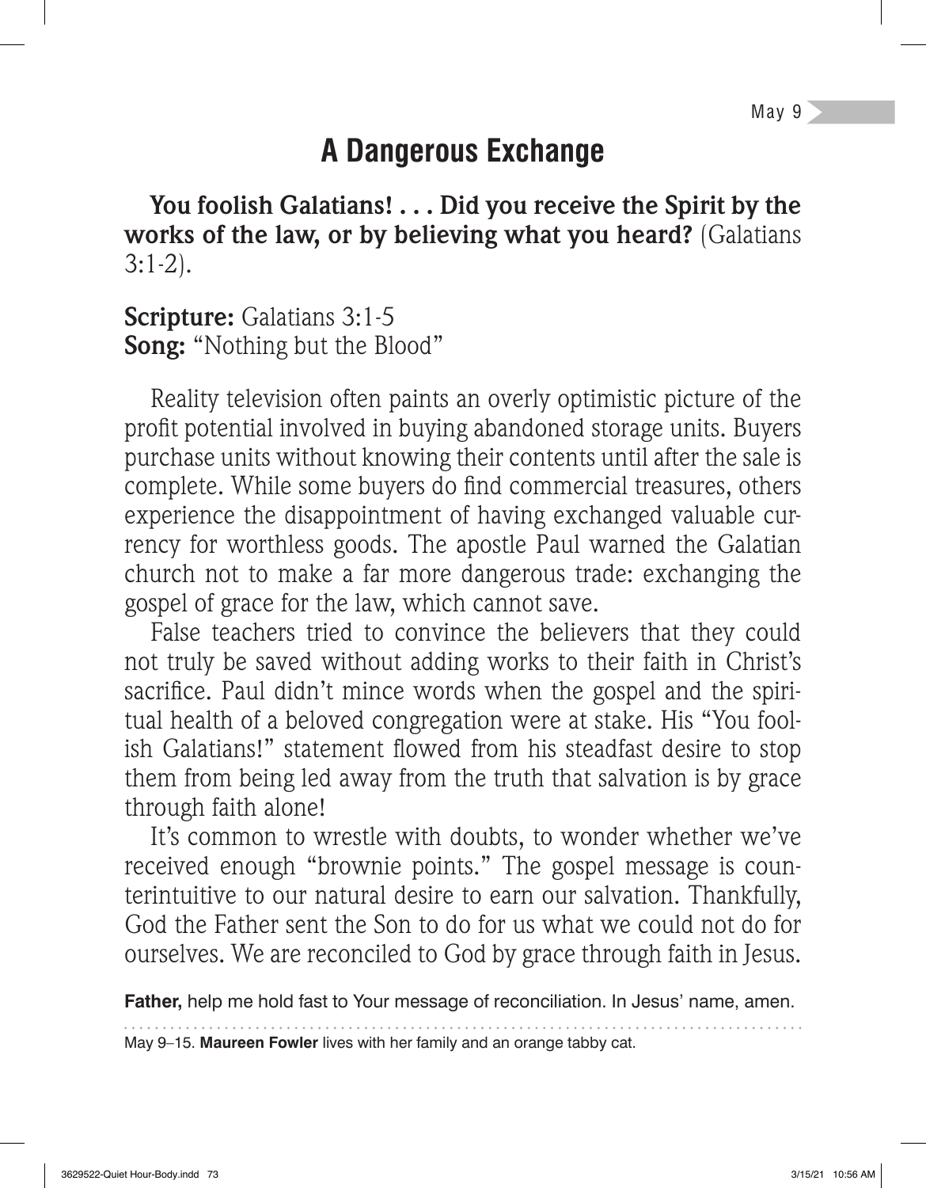May 9

# A Dangerous Exchange

**You foolish Galatians! . . . Did you receive the Spirit by the works of the law, or by believing what you heard?** (Galatians 3:1-2).

**Scripture:** Galatians 3:1-5
**Song:** "Nothing but the Blood"

Reality television often paints an overly optimistic picture of the profit potential involved in buying abandoned storage units. Buyers purchase units without knowing their contents until after the sale is complete. While some buyers do find commercial treasures, others experience the disappointment of having exchanged valuable currency for worthless goods. The apostle Paul warned the Galatian church not to make a far more dangerous trade: exchanging the gospel of grace for the law, which cannot save.

False teachers tried to convince the believers that they could not truly be saved without adding works to their faith in Christ's sacrifice. Paul didn't mince words when the gospel and the spiritual health of a beloved congregation were at stake. His "You foolish Galatians!" statement flowed from his steadfast desire to stop them from being led away from the truth that salvation is by grace through faith alone!

It's common to wrestle with doubts, to wonder whether we've received enough "brownie points." The gospel message is counterintuitive to our natural desire to earn our salvation. Thankfully, God the Father sent the Son to do for us what we could not do for ourselves. We are reconciled to God by grace through faith in Jesus.

**Father,** help me hold fast to Your message of reconciliation. In Jesus' name, amen.

May 9–15. **Maureen Fowler** lives with her family and an orange tabby cat.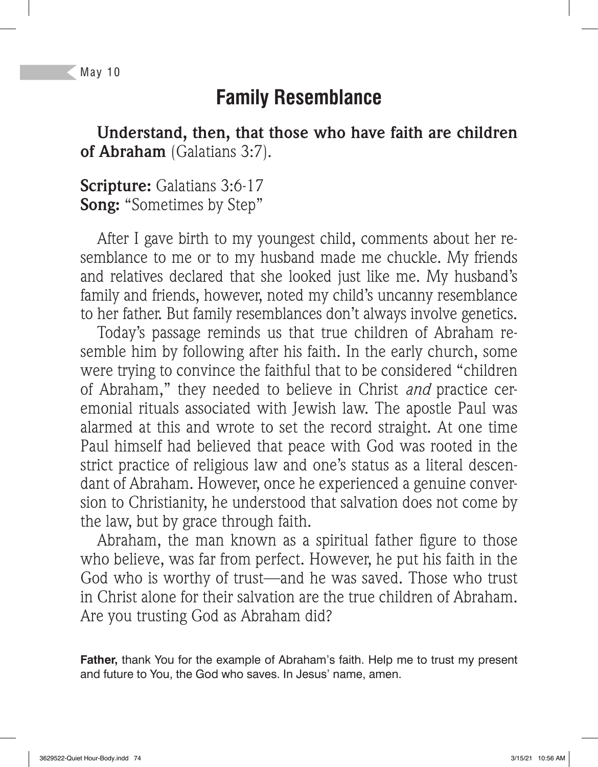May 10

# Family Resemblance

**Understand, then, that those who have faith are children of Abraham** (Galatians 3:7).

**Scripture:** Galatians 3:6-17
**Song:** "Sometimes by Step"

After I gave birth to my youngest child, comments about her resemblance to me or to my husband made me chuckle. My friends and relatives declared that she looked just like me. My husband's family and friends, however, noted my child's uncanny resemblance to her father. But family resemblances don't always involve genetics.

Today's passage reminds us that true children of Abraham resemble him by following after his faith. In the early church, some were trying to convince the faithful that to be considered "children of Abraham," they needed to believe in Christ *and* practice ceremonial rituals associated with Jewish law. The apostle Paul was alarmed at this and wrote to set the record straight. At one time Paul himself had believed that peace with God was rooted in the strict practice of religious law and one's status as a literal descendant of Abraham. However, once he experienced a genuine conversion to Christianity, he understood that salvation does not come by the law, but by grace through faith.

Abraham, the man known as a spiritual father figure to those who believe, was far from perfect. However, he put his faith in the God who is worthy of trust—and he was saved. Those who trust in Christ alone for their salvation are the true children of Abraham. Are you trusting God as Abraham did?

**Father,** thank You for the example of Abraham's faith. Help me to trust my present and future to You, the God who saves. In Jesus' name, amen.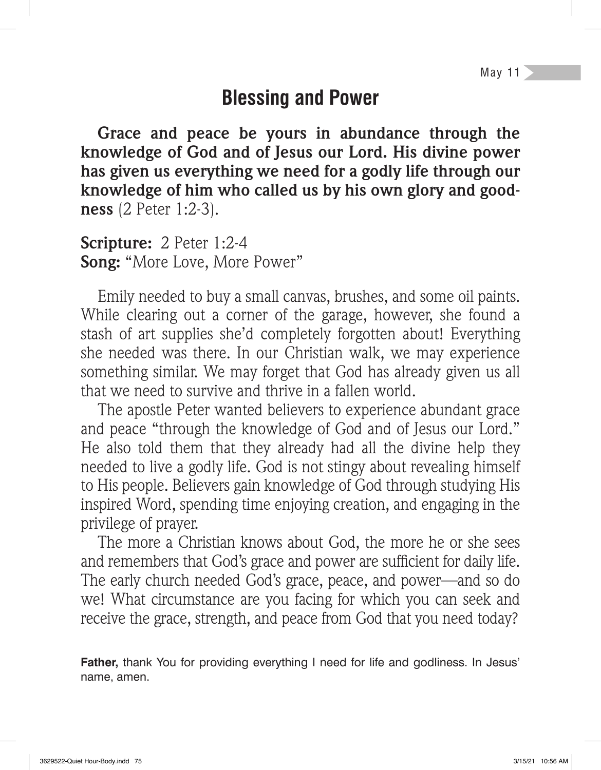May 11

# Blessing and Power

**Grace and peace be yours in abundance through the knowledge of God and of Jesus our Lord. His divine power has given us everything we need for a godly life through our knowledge of him who called us by his own glory and goodness** (2 Peter 1:2-3).

**Scripture:** 2 Peter 1:2-4
**Song:** "More Love, More Power"

Emily needed to buy a small canvas, brushes, and some oil paints. While clearing out a corner of the garage, however, she found a stash of art supplies she'd completely forgotten about! Everything she needed was there. In our Christian walk, we may experience something similar. We may forget that God has already given us all that we need to survive and thrive in a fallen world.

The apostle Peter wanted believers to experience abundant grace and peace "through the knowledge of God and of Jesus our Lord." He also told them that they already had all the divine help they needed to live a godly life. God is not stingy about revealing himself to His people. Believers gain knowledge of God through studying His inspired Word, spending time enjoying creation, and engaging in the privilege of prayer.

The more a Christian knows about God, the more he or she sees and remembers that God's grace and power are sufficient for daily life. The early church needed God's grace, peace, and power—and so do we! What circumstance are you facing for which you can seek and receive the grace, strength, and peace from God that you need today?

**Father,** thank You for providing everything I need for life and godliness. In Jesus' name, amen.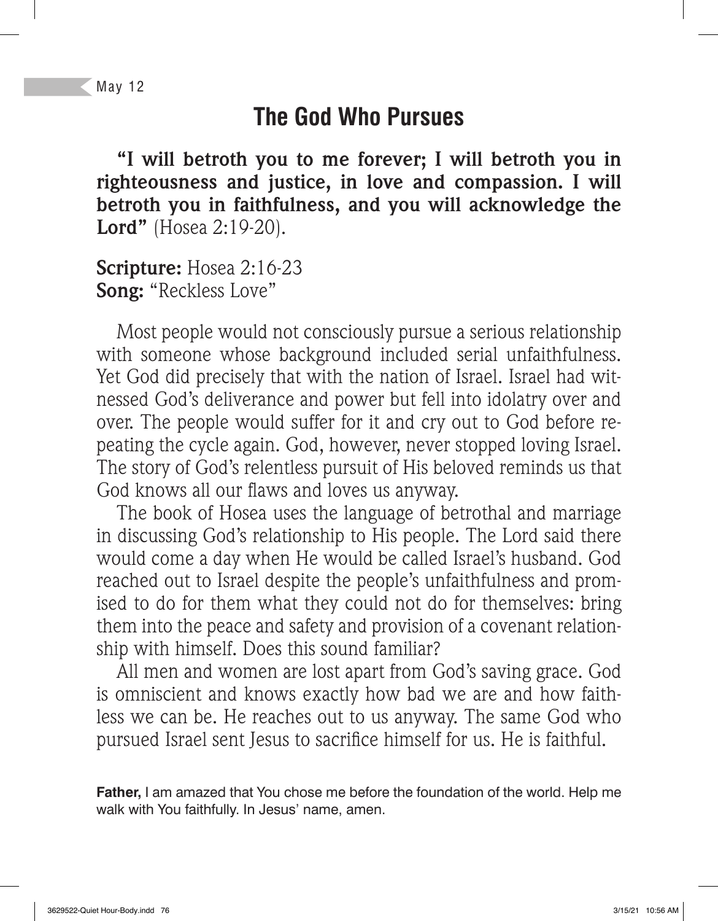May 12

# The God Who Pursues

**"I will betroth you to me forever; I will betroth you in righteousness and justice, in love and compassion. I will betroth you in faithfulness, and you will acknowledge the Lord"** (Hosea 2:19-20).

**Scripture:** Hosea 2:16-23
**Song:** "Reckless Love"

Most people would not consciously pursue a serious relationship with someone whose background included serial unfaithfulness. Yet God did precisely that with the nation of Israel. Israel had witnessed God's deliverance and power but fell into idolatry over and over. The people would suffer for it and cry out to God before repeating the cycle again. God, however, never stopped loving Israel. The story of God's relentless pursuit of His beloved reminds us that God knows all our flaws and loves us anyway.

The book of Hosea uses the language of betrothal and marriage in discussing God's relationship to His people. The Lord said there would come a day when He would be called Israel's husband. God reached out to Israel despite the people's unfaithfulness and promised to do for them what they could not do for themselves: bring them into the peace and safety and provision of a covenant relationship with himself. Does this sound familiar?

All men and women are lost apart from God's saving grace. God is omniscient and knows exactly how bad we are and how faithless we can be. He reaches out to us anyway. The same God who pursued Israel sent Jesus to sacrifice himself for us. He is faithful.

**Father,** I am amazed that You chose me before the foundation of the world. Help me walk with You faithfully. In Jesus' name, amen.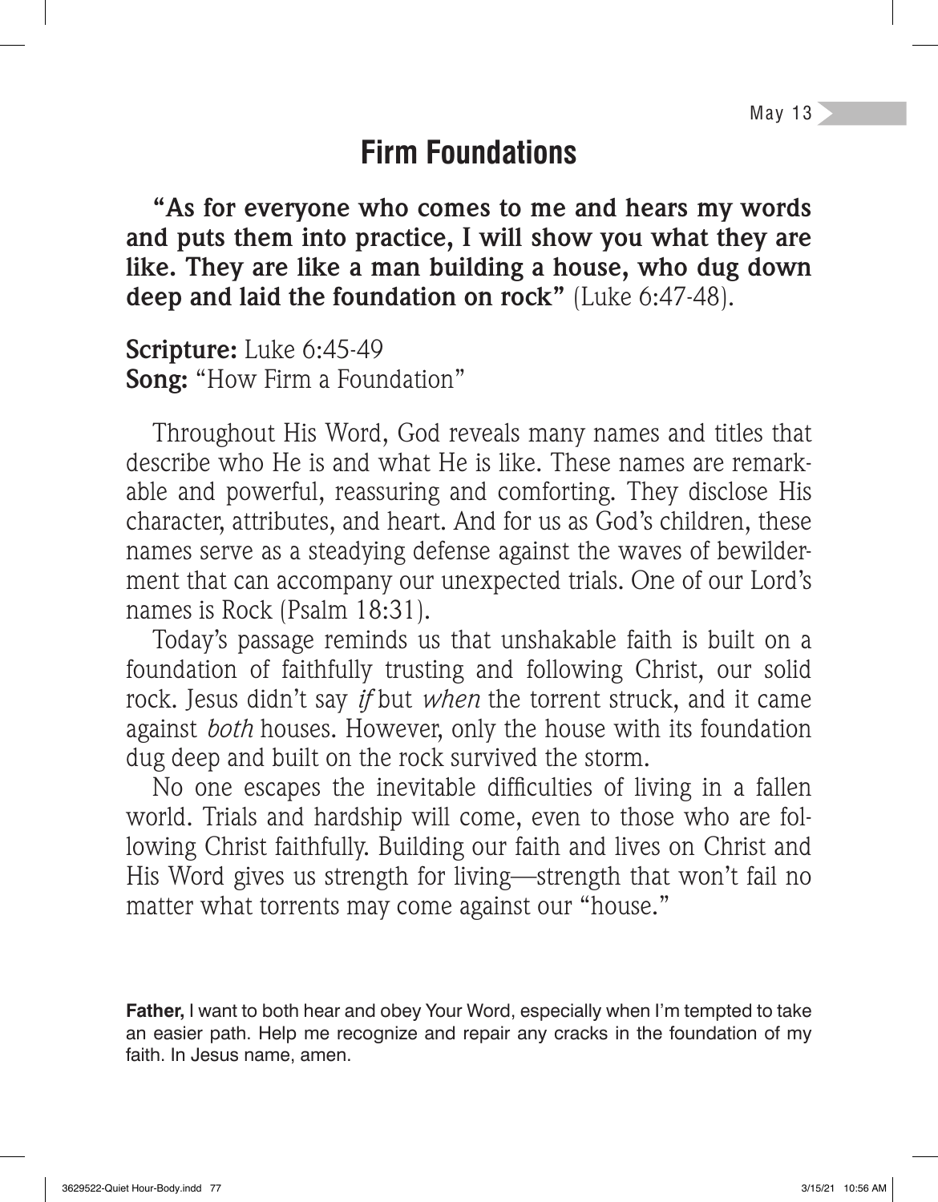May 13

# Firm Foundations

**"As for everyone who comes to me and hears my words and puts them into practice, I will show you what they are like. They are like a man building a house, who dug down deep and laid the foundation on rock"** (Luke 6:47-48).

**Scripture:** Luke 6:45-49
**Song:** "How Firm a Foundation"

Throughout His Word, God reveals many names and titles that describe who He is and what He is like. These names are remarkable and powerful, reassuring and comforting. They disclose His character, attributes, and heart. And for us as God's children, these names serve as a steadying defense against the waves of bewilderment that can accompany our unexpected trials. One of our Lord's names is Rock (Psalm 18:31).

Today's passage reminds us that unshakable faith is built on a foundation of faithfully trusting and following Christ, our solid rock. Jesus didn't say *if* but *when* the torrent struck, and it came against *both* houses. However, only the house with its foundation dug deep and built on the rock survived the storm.

No one escapes the inevitable difficulties of living in a fallen world. Trials and hardship will come, even to those who are following Christ faithfully. Building our faith and lives on Christ and His Word gives us strength for living—strength that won't fail no matter what torrents may come against our "house."

**Father,** I want to both hear and obey Your Word, especially when I'm tempted to take an easier path. Help me recognize and repair any cracks in the foundation of my faith. In Jesus name, amen.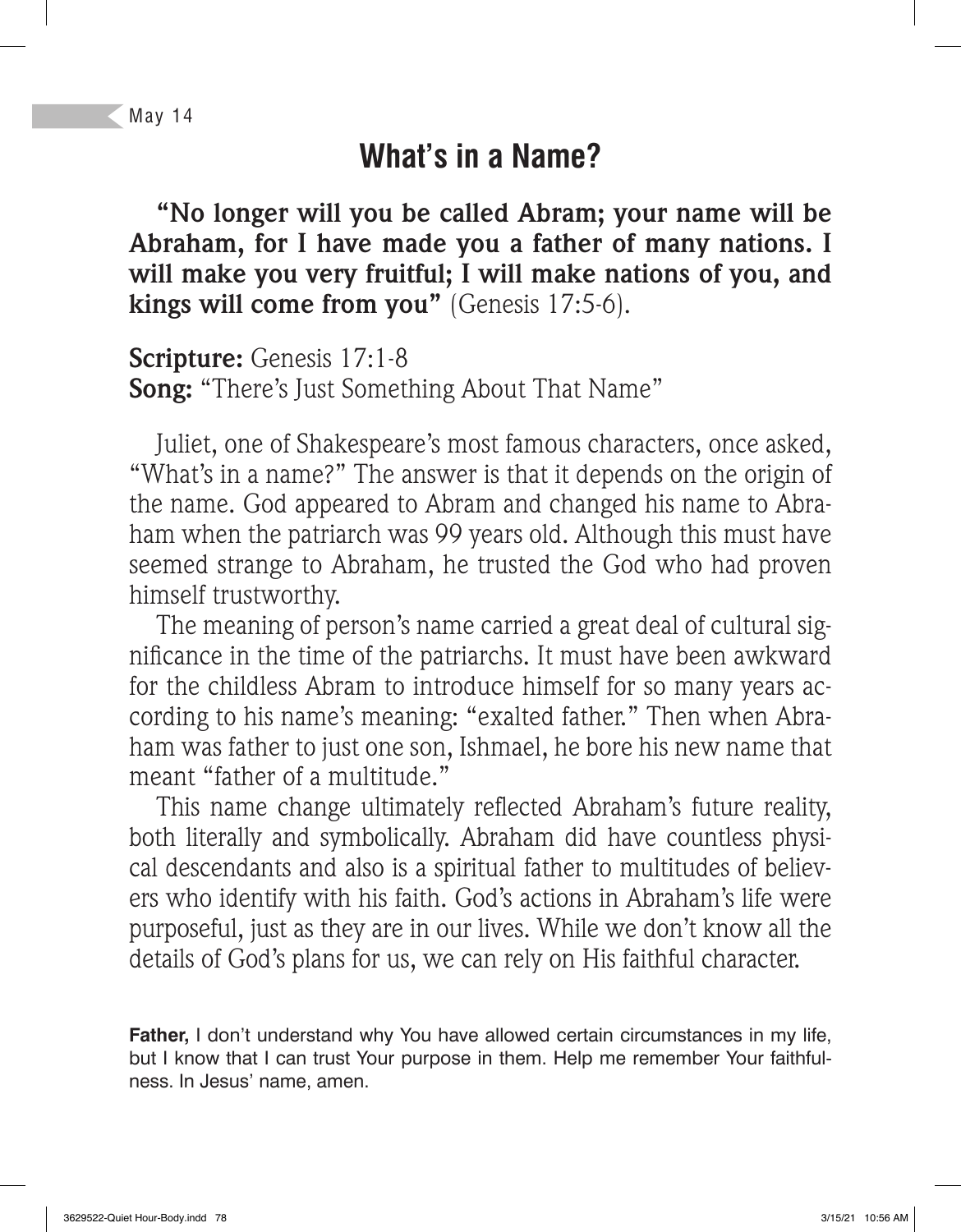May 14

# What's in a Name?

**"No longer will you be called Abram; your name will be Abraham, for I have made you a father of many nations. I will make you very fruitful; I will make nations of you, and kings will come from you"** (Genesis 17:5-6).

**Scripture:** Genesis 17:1-8
**Song:** "There's Just Something About That Name"

Juliet, one of Shakespeare's most famous characters, once asked, "What's in a name?" The answer is that it depends on the origin of the name. God appeared to Abram and changed his name to Abraham when the patriarch was 99 years old. Although this must have seemed strange to Abraham, he trusted the God who had proven himself trustworthy.

The meaning of person's name carried a great deal of cultural significance in the time of the patriarchs. It must have been awkward for the childless Abram to introduce himself for so many years according to his name's meaning: "exalted father." Then when Abraham was father to just one son, Ishmael, he bore his new name that meant "father of a multitude."

This name change ultimately reflected Abraham's future reality, both literally and symbolically. Abraham did have countless physical descendants and also is a spiritual father to multitudes of believers who identify with his faith. God's actions in Abraham's life were purposeful, just as they are in our lives. While we don't know all the details of God's plans for us, we can rely on His faithful character.

**Father,** I don't understand why You have allowed certain circumstances in my life, but I know that I can trust Your purpose in them. Help me remember Your faithfulness. In Jesus' name, amen.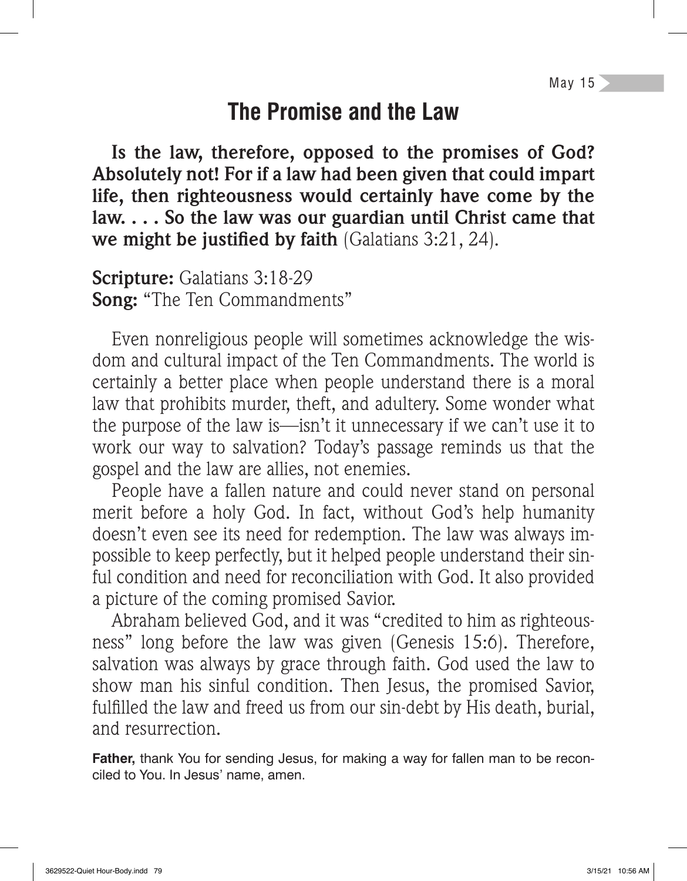May 15

# The Promise and the Law

**Is the law, therefore, opposed to the promises of God? Absolutely not! For if a law had been given that could impart life, then righteousness would certainly have come by the law. . . . So the law was our guardian until Christ came that we might be justified by faith** (Galatians 3:21, 24).

**Scripture:** Galatians 3:18-29
**Song:** "The Ten Commandments"

Even nonreligious people will sometimes acknowledge the wisdom and cultural impact of the Ten Commandments. The world is certainly a better place when people understand there is a moral law that prohibits murder, theft, and adultery. Some wonder what the purpose of the law is—isn't it unnecessary if we can't use it to work our way to salvation? Today's passage reminds us that the gospel and the law are allies, not enemies.

People have a fallen nature and could never stand on personal merit before a holy God. In fact, without God's help humanity doesn't even see its need for redemption. The law was always impossible to keep perfectly, but it helped people understand their sinful condition and need for reconciliation with God. It also provided a picture of the coming promised Savior.

Abraham believed God, and it was "credited to him as righteousness" long before the law was given (Genesis 15:6). Therefore, salvation was always by grace through faith. God used the law to show man his sinful condition. Then Jesus, the promised Savior, fulfilled the law and freed us from our sin-debt by His death, burial, and resurrection.

**Father,** thank You for sending Jesus, for making a way for fallen man to be reconciled to You. In Jesus' name, amen.